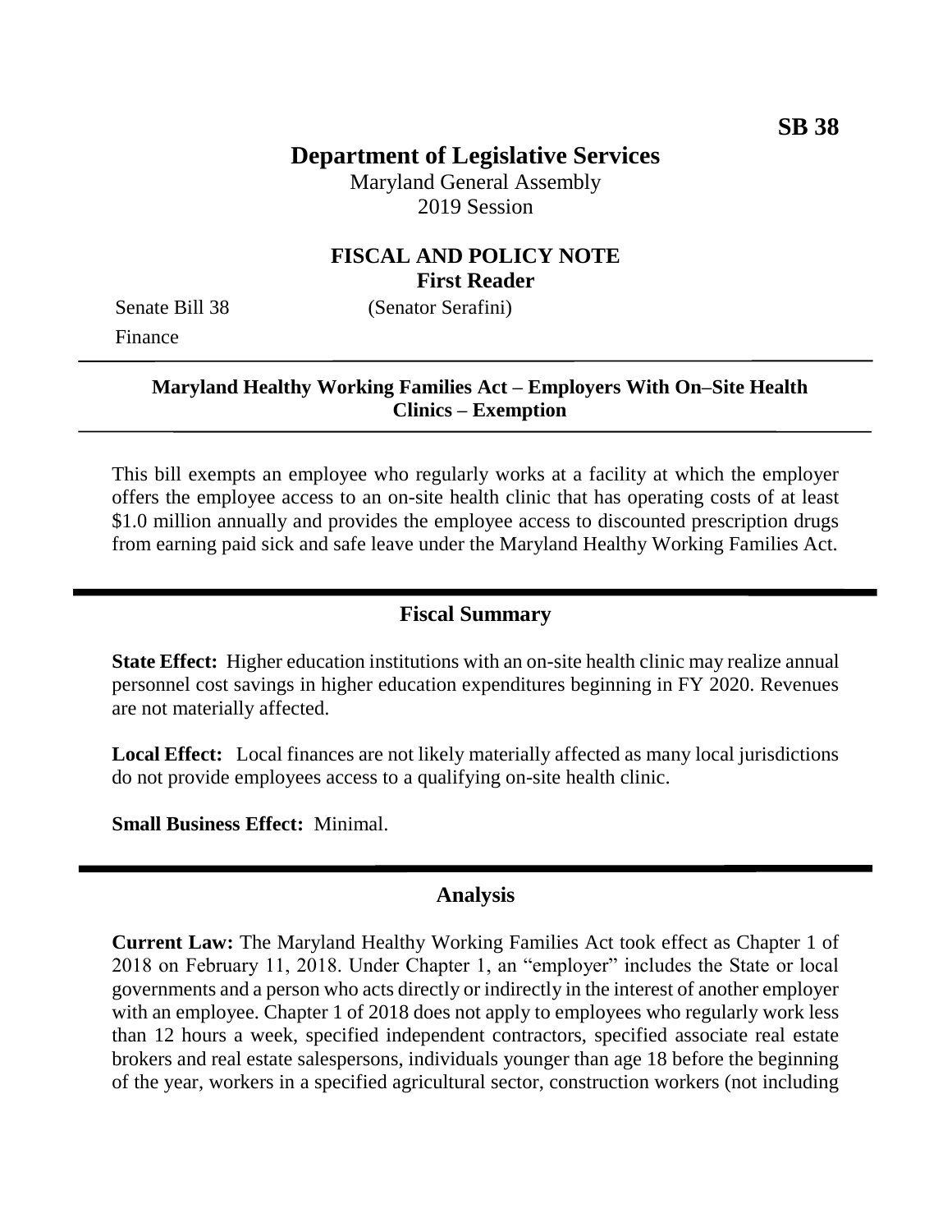**SB 38**

# Department of Legislative Services

Maryland General Assembly
2019 Session

## FISCAL AND POLICY NOTE
### First Reader

Senate Bill 38 (Senator Serafini)
Finance

---

**Maryland Healthy Working Families Act – Employers With On–Site Health Clinics – Exemption**

---

This bill exempts an employee who regularly works at a facility at which the employer offers the employee access to an on-site health clinic that has operating costs of at least $1.0 million annually and provides the employee access to discounted prescription drugs from earning paid sick and safe leave under the Maryland Healthy Working Families Act.

## Fiscal Summary

**State Effect:** Higher education institutions with an on-site health clinic may realize annual personnel cost savings in higher education expenditures beginning in FY 2020. Revenues are not materially affected.

**Local Effect:** Local finances are not likely materially affected as many local jurisdictions do not provide employees access to a qualifying on-site health clinic.

**Small Business Effect:** Minimal.

## Analysis

**Current Law:** The Maryland Healthy Working Families Act took effect as Chapter 1 of 2018 on February 11, 2018. Under Chapter 1, an "employer" includes the State or local governments and a person who acts directly or indirectly in the interest of another employer with an employee. Chapter 1 of 2018 does not apply to employees who regularly work less than 12 hours a week, specified independent contractors, specified associate real estate brokers and real estate salespersons, individuals younger than age 18 before the beginning of the year, workers in a specified agricultural sector, construction workers (not including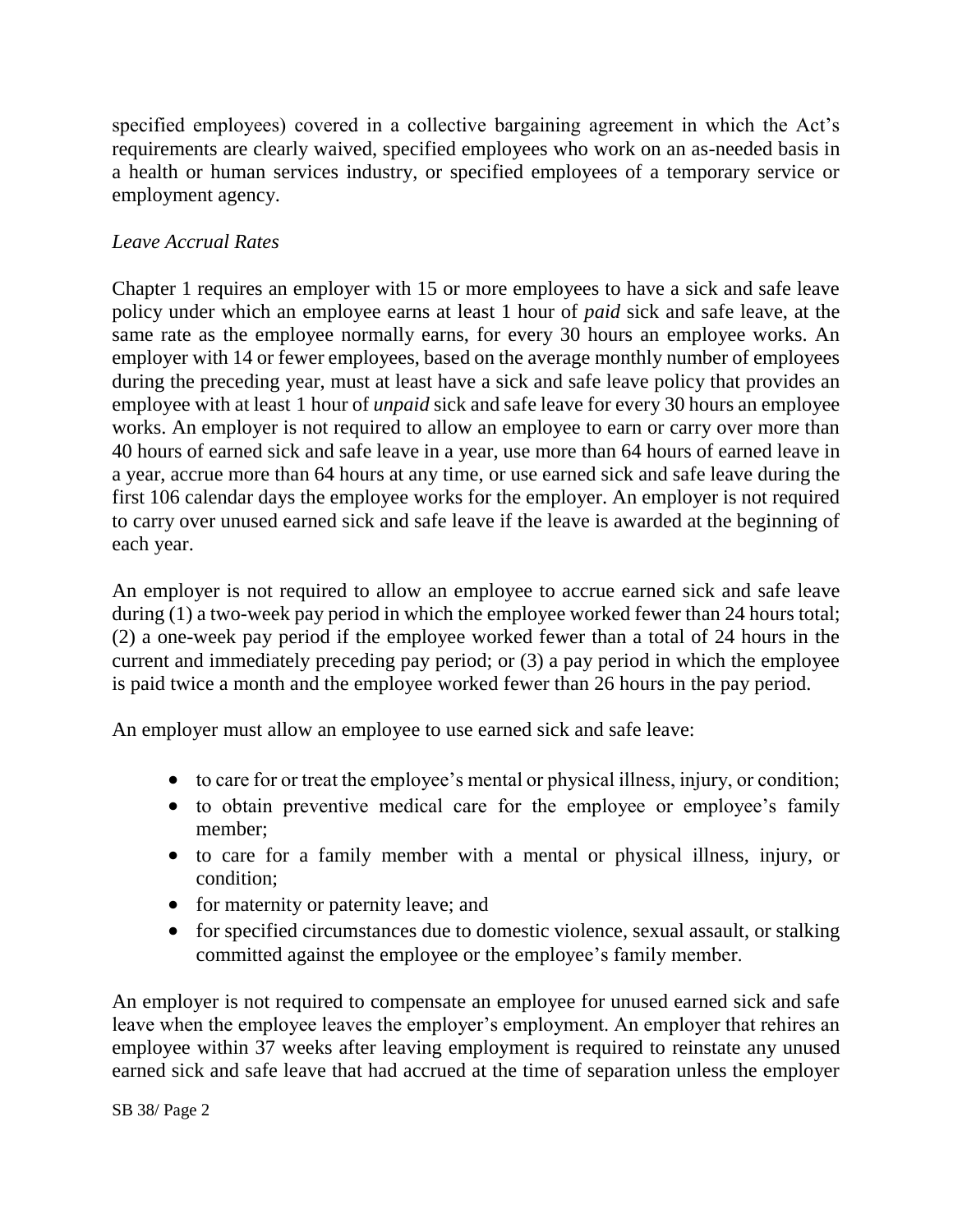specified employees) covered in a collective bargaining agreement in which the Act's requirements are clearly waived, specified employees who work on an as-needed basis in a health or human services industry, or specified employees of a temporary service or employment agency.

*Leave Accrual Rates*

Chapter 1 requires an employer with 15 or more employees to have a sick and safe leave policy under which an employee earns at least 1 hour of *paid* sick and safe leave, at the same rate as the employee normally earns, for every 30 hours an employee works. An employer with 14 or fewer employees, based on the average monthly number of employees during the preceding year, must at least have a sick and safe leave policy that provides an employee with at least 1 hour of *unpaid* sick and safe leave for every 30 hours an employee works. An employer is not required to allow an employee to earn or carry over more than 40 hours of earned sick and safe leave in a year, use more than 64 hours of earned leave in a year, accrue more than 64 hours at any time, or use earned sick and safe leave during the first 106 calendar days the employee works for the employer. An employer is not required to carry over unused earned sick and safe leave if the leave is awarded at the beginning of each year.

An employer is not required to allow an employee to accrue earned sick and safe leave during (1) a two-week pay period in which the employee worked fewer than 24 hours total; (2) a one-week pay period if the employee worked fewer than a total of 24 hours in the current and immediately preceding pay period; or (3) a pay period in which the employee is paid twice a month and the employee worked fewer than 26 hours in the pay period.

An employer must allow an employee to use earned sick and safe leave:

- to care for or treat the employee's mental or physical illness, injury, or condition;
- to obtain preventive medical care for the employee or employee's family member;
- to care for a family member with a mental or physical illness, injury, or condition;
- for maternity or paternity leave; and
- for specified circumstances due to domestic violence, sexual assault, or stalking committed against the employee or the employee's family member.

An employer is not required to compensate an employee for unused earned sick and safe leave when the employee leaves the employer's employment. An employer that rehires an employee within 37 weeks after leaving employment is required to reinstate any unused earned sick and safe leave that had accrued at the time of separation unless the employer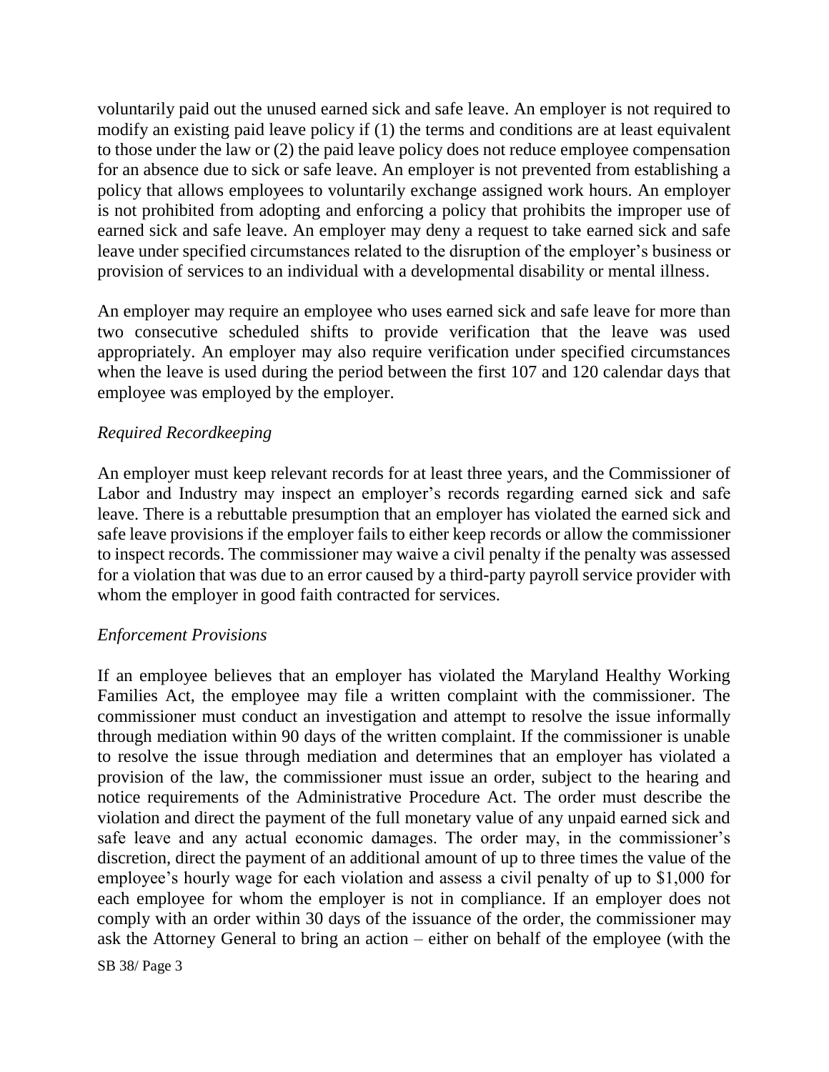voluntarily paid out the unused earned sick and safe leave. An employer is not required to modify an existing paid leave policy if (1) the terms and conditions are at least equivalent to those under the law or (2) the paid leave policy does not reduce employee compensation for an absence due to sick or safe leave. An employer is not prevented from establishing a policy that allows employees to voluntarily exchange assigned work hours. An employer is not prohibited from adopting and enforcing a policy that prohibits the improper use of earned sick and safe leave. An employer may deny a request to take earned sick and safe leave under specified circumstances related to the disruption of the employer's business or provision of services to an individual with a developmental disability or mental illness.

An employer may require an employee who uses earned sick and safe leave for more than two consecutive scheduled shifts to provide verification that the leave was used appropriately. An employer may also require verification under specified circumstances when the leave is used during the period between the first 107 and 120 calendar days that employee was employed by the employer.

*Required Recordkeeping*

An employer must keep relevant records for at least three years, and the Commissioner of Labor and Industry may inspect an employer's records regarding earned sick and safe leave. There is a rebuttable presumption that an employer has violated the earned sick and safe leave provisions if the employer fails to either keep records or allow the commissioner to inspect records. The commissioner may waive a civil penalty if the penalty was assessed for a violation that was due to an error caused by a third-party payroll service provider with whom the employer in good faith contracted for services.

*Enforcement Provisions*

If an employee believes that an employer has violated the Maryland Healthy Working Families Act, the employee may file a written complaint with the commissioner. The commissioner must conduct an investigation and attempt to resolve the issue informally through mediation within 90 days of the written complaint. If the commissioner is unable to resolve the issue through mediation and determines that an employer has violated a provision of the law, the commissioner must issue an order, subject to the hearing and notice requirements of the Administrative Procedure Act. The order must describe the violation and direct the payment of the full monetary value of any unpaid earned sick and safe leave and any actual economic damages. The order may, in the commissioner's discretion, direct the payment of an additional amount of up to three times the value of the employee's hourly wage for each violation and assess a civil penalty of up to $1,000 for each employee for whom the employer is not in compliance. If an employer does not comply with an order within 30 days of the issuance of the order, the commissioner may ask the Attorney General to bring an action – either on behalf of the employee (with the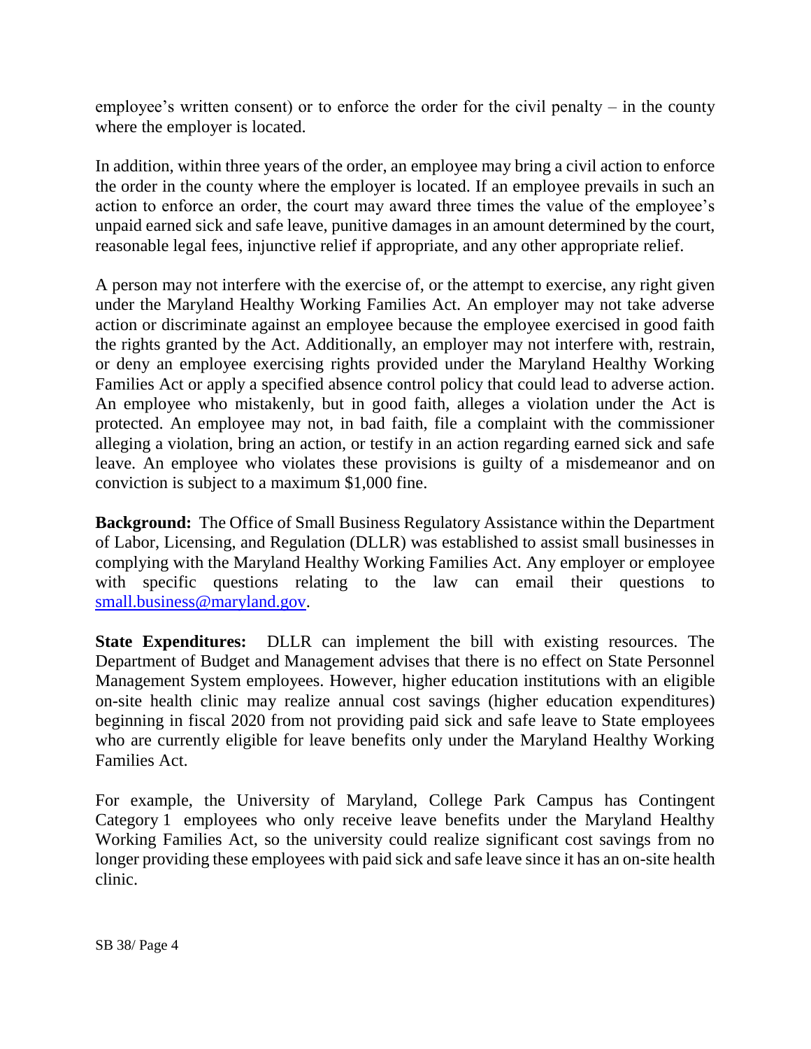employee's written consent) or to enforce the order for the civil penalty – in the county where the employer is located.

In addition, within three years of the order, an employee may bring a civil action to enforce the order in the county where the employer is located. If an employee prevails in such an action to enforce an order, the court may award three times the value of the employee's unpaid earned sick and safe leave, punitive damages in an amount determined by the court, reasonable legal fees, injunctive relief if appropriate, and any other appropriate relief.

A person may not interfere with the exercise of, or the attempt to exercise, any right given under the Maryland Healthy Working Families Act. An employer may not take adverse action or discriminate against an employee because the employee exercised in good faith the rights granted by the Act. Additionally, an employer may not interfere with, restrain, or deny an employee exercising rights provided under the Maryland Healthy Working Families Act or apply a specified absence control policy that could lead to adverse action. An employee who mistakenly, but in good faith, alleges a violation under the Act is protected. An employee may not, in bad faith, file a complaint with the commissioner alleging a violation, bring an action, or testify in an action regarding earned sick and safe leave. An employee who violates these provisions is guilty of a misdemeanor and on conviction is subject to a maximum $1,000 fine.

**Background:** The Office of Small Business Regulatory Assistance within the Department of Labor, Licensing, and Regulation (DLLR) was established to assist small businesses in complying with the Maryland Healthy Working Families Act. Any employer or employee with specific questions relating to the law can email their questions to small.business@maryland.gov.

**State Expenditures:** DLLR can implement the bill with existing resources. The Department of Budget and Management advises that there is no effect on State Personnel Management System employees. However, higher education institutions with an eligible on-site health clinic may realize annual cost savings (higher education expenditures) beginning in fiscal 2020 from not providing paid sick and safe leave to State employees who are currently eligible for leave benefits only under the Maryland Healthy Working Families Act.

For example, the University of Maryland, College Park Campus has Contingent Category 1 employees who only receive leave benefits under the Maryland Healthy Working Families Act, so the university could realize significant cost savings from no longer providing these employees with paid sick and safe leave since it has an on-site health clinic.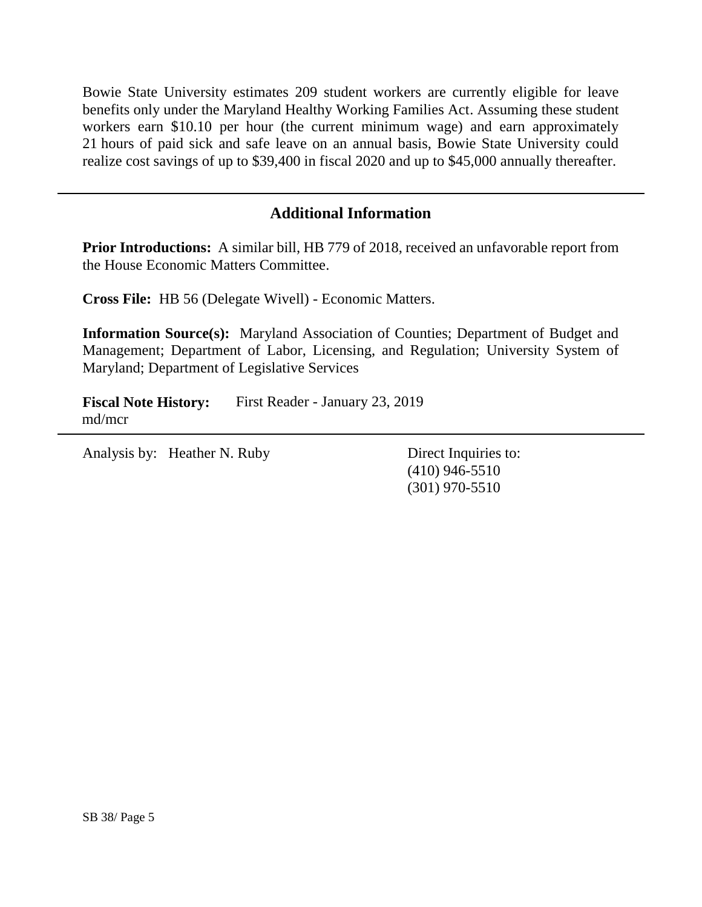Bowie State University estimates 209 student workers are currently eligible for leave benefits only under the Maryland Healthy Working Families Act. Assuming these student workers earn $10.10 per hour (the current minimum wage) and earn approximately 21 hours of paid sick and safe leave on an annual basis, Bowie State University could realize cost savings of up to $39,400 in fiscal 2020 and up to $45,000 annually thereafter.

## Additional Information

**Prior Introductions:** A similar bill, HB 779 of 2018, received an unfavorable report from the House Economic Matters Committee.

**Cross File:** HB 56 (Delegate Wivell) - Economic Matters.

**Information Source(s):** Maryland Association of Counties; Department of Budget and Management; Department of Labor, Licensing, and Regulation; University System of Maryland; Department of Legislative Services

**Fiscal Note History:** First Reader - January 23, 2019
md/mcr

Analysis by: Heather N. Ruby

Direct Inquiries to:
(410) 946-5510
(301) 970-5510